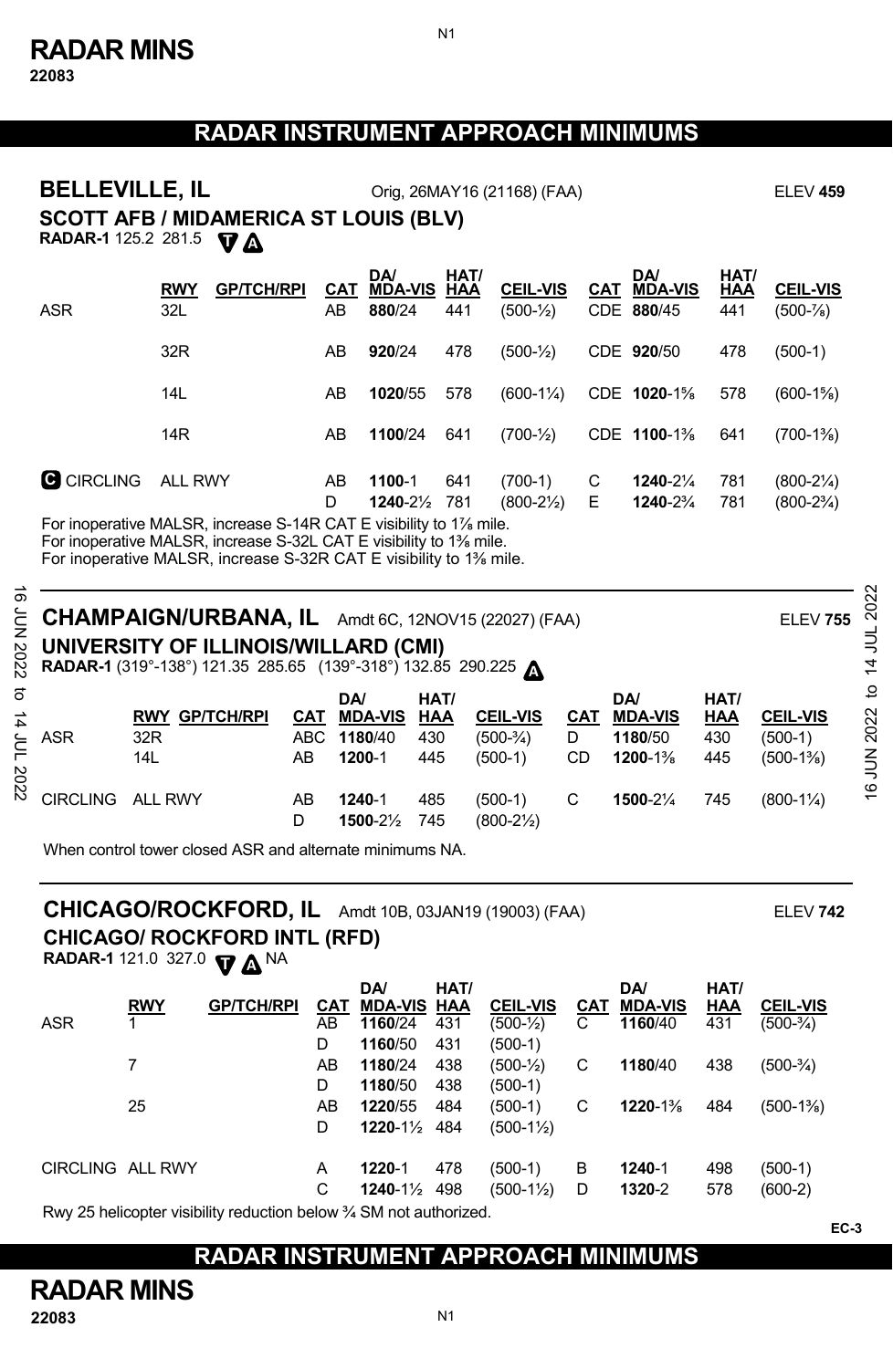# RADAR MINS

22083

## RADAR INSTRUMENT APPROACH MINIMUMS

### BELLEVILLE, IL

Orig, 26MAY16 (21168) (FAA) — ELEV **459**

**SCOTT AFB / MIDAMERICA ST LOUIS (BLV)**

**RADAR-1** 125.2 281.5 T A

| | RWY | GP/TCH/RPI | CAT | DA/ MDA-VIS | HAT/ HAA | CEIL-VIS | CAT | DA/ MDA-VIS | HAT/ HAA | CEIL-VIS |
|---|---|---|---|---|---|---|---|---|---|---|
| ASR | 32L | | AB | **880**/24 | 441 | (500-½) | CDE | **880**/45 | 441 | (500-⅞) |
| | 32R | | AB | **920**/24 | 478 | (500-½) | CDE | **920**/50 | 478 | (500-1) |
| | 14L | | AB | **1020**/55 | 578 | (600-1¼) | CDE | **1020**-1⅝ | 578 | (600-1⅝) |
| | 14R | | AB | **1100**/24 | 641 | (700-½) | CDE | **1100**-1⅜ | 641 | (700-1⅜) |
| C CIRCLING | ALL RWY | | AB | **1100**-1 | 641 | (700-1) | C | **1240**-2¼ | 781 | (800-2¼) |
| | | | D | **1240**-2½ | 781 | (800-2½) | E | **1240**-2¾ | 781 | (800-2¾) |

For inoperative MALSR, increase S-14R CAT E visibility to 1⅞ mile.
For inoperative MALSR, increase S-32L CAT E visibility to 1⅜ mile.
For inoperative MALSR, increase S-32R CAT E visibility to 1⅜ mile.

### CHAMPAIGN/URBANA, IL

Amdt 6C, 12NOV15 (22027) (FAA) — ELEV **755**

**UNIVERSITY OF ILLINOIS/WILLARD (CMI)**

**RADAR-1** (319°-138°) 121.35 285.65 (139°-318°) 132.85 290.225 A

| | RWY | GP/TCH/RPI | CAT | DA/ MDA-VIS | HAT/ HAA | CEIL-VIS | CAT | DA/ MDA-VIS | HAT/ HAA | CEIL-VIS |
|---|---|---|---|---|---|---|---|---|---|---|
| ASR | 32R | | ABC | **1180**/40 | 430 | (500-¾) | D | **1180**/50 | 430 | (500-1) |
| | 14L | | AB | **1200**-1 | 445 | (500-1) | CD | **1200**-1⅜ | 445 | (500-1⅜) |
| CIRCLING | ALL RWY | | AB | **1240**-1 | 485 | (500-1) | C | **1500**-2¼ | 745 | (800-1¼) |
| | | | D | **1500**-2½ | 745 | (800-2½) | | | | |

When control tower closed ASR and alternate minimums NA.

### CHICAGO/ROCKFORD, IL

Amdt 10B, 03JAN19 (19003) (FAA) — ELEV **742**

**CHICAGO/ ROCKFORD INTL (RFD)**

**RADAR-1** 121.0 327.0 T A NA

| | RWY | GP/TCH/RPI | CAT | DA/ MDA-VIS | HAT/ HAA | CEIL-VIS | CAT | DA/ MDA-VIS | HAT/ HAA | CEIL-VIS |
|---|---|---|---|---|---|---|---|---|---|---|
| ASR | 1 | | AB | **1160**/24 | 431 | (500-½) | C | **1160**/40 | 431 | (500-¾) |
| | | | D | **1160**/50 | 431 | (500-1) | | | | |
| | 7 | | AB | **1180**/24 | 438 | (500-½) | C | **1180**/40 | 438 | (500-¾) |
| | | | D | **1180**/50 | 438 | (500-1) | | | | |
| | 25 | | AB | **1220**/55 | 484 | (500-1) | C | **1220**-1⅜ | 484 | (500-1⅜) |
| | | | D | **1220**-1½ | 484 | (500-1½) | | | | |
| CIRCLING | ALL RWY | | A | **1220**-1 | 478 | (500-1) | B | **1240**-1 | 498 | (500-1) |
| | | | C | **1240**-1½ | 498 | (500-1½) | D | **1320**-2 | 578 | (600-2) |

Rwy 25 helicopter visibility reduction below ¾ SM not authorized.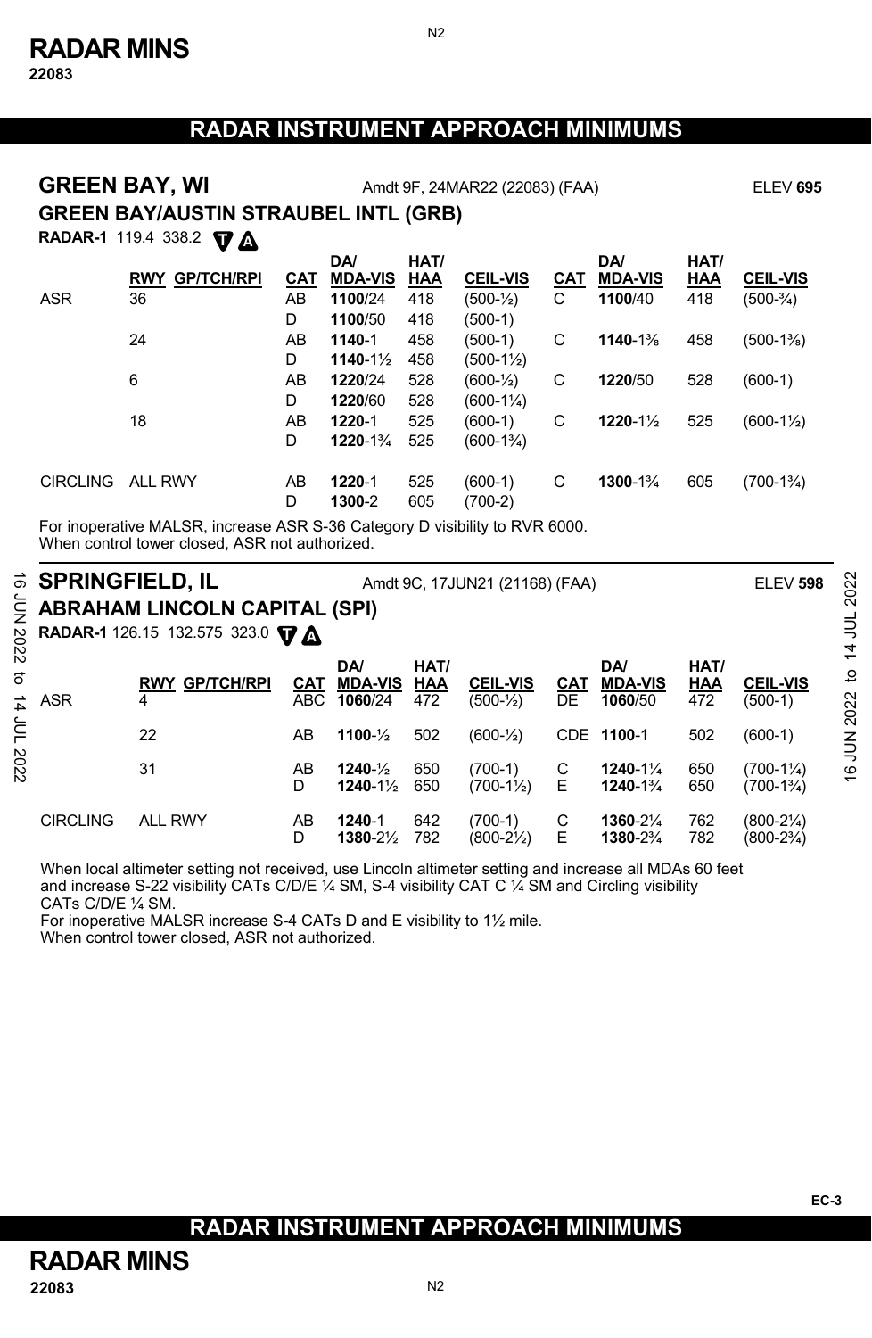# RADAR INSTRUMENT APPROACH MINIMUMS

## GREEN BAY, WI

Amdt 9F, 24MAR22 (22083) (FAA) ELEV **695**

### GREEN BAY/AUSTIN STRAUBEL INTL (GRB)

**RADAR-1** 119.4 338.2

| | RWY GP/TCH/RPI | CAT | DA/ MDA-VIS | HAT/ HAA | CEIL-VIS | CAT | DA/ MDA-VIS | HAT/ HAA | CEIL-VIS |
|---|---|---|---|---|---|---|---|---|---|
| ASR | 36 | AB | **1100**/24 | 418 | (500-½) | C | **1100**/40 | 418 | (500-¾) |
| | | D | **1100**/50 | 418 | (500-1) | | | | |
| | 24 | AB | **1140**-1 | 458 | (500-1) | C | **1140**-1⅜ | 458 | (500-1⅜) |
| | | D | **1140**-1½ | 458 | (500-1½) | | | | |
| | 6 | AB | **1220**/24 | 528 | (600-½) | C | **1220**/50 | 528 | (600-1) |
| | | D | **1220**/60 | 528 | (600-1¼) | | | | |
| | 18 | AB | **1220**-1 | 525 | (600-1) | C | **1220**-1½ | 525 | (600-1½) |
| | | D | **1220**-1¾ | 525 | (600-1¾) | | | | |
| CIRCLING | ALL RWY | AB | **1220**-1 | 525 | (600-1) | C | **1300**-1¾ | 605 | (700-1¾) |
| | | D | **1300**-2 | 605 | (700-2) | | | | |

For inoperative MALSR, increase ASR S-36 Category D visibility to RVR 6000.
When control tower closed, ASR not authorized.

## SPRINGFIELD, IL

Amdt 9C, 17JUN21 (21168) (FAA) ELEV **598**

### ABRAHAM LINCOLN CAPITAL (SPI)

**RADAR-1** 126.15 132.575 323.0

| | RWY GP/TCH/RPI | CAT | DA/ MDA-VIS | HAT/ HAA | CEIL-VIS | CAT | DA/ MDA-VIS | HAT/ HAA | CEIL-VIS |
|---|---|---|---|---|---|---|---|---|---|
| ASR | 4 | ABC | **1060**/24 | 472 | (500-½) | DE | **1060**/50 | 472 | (500-1) |
| | 22 | AB | **1100**-½ | 502 | (600-½) | CDE | **1100**-1 | 502 | (600-1) |
| | 31 | AB | **1240**-½ | 650 | (700-1) | C | **1240**-1¼ | 650 | (700-1¼) |
| | | D | **1240**-1½ | 650 | (700-1½) | E | **1240**-1¾ | 650 | (700-1¾) |
| CIRCLING | ALL RWY | AB | **1240**-1 | 642 | (700-1) | C | **1360**-2¼ | 762 | (800-2¼) |
| | | D | **1380**-2½ | 782 | (800-2½) | E | **1380**-2¾ | 782 | (800-2¾) |

When local altimeter setting not received, use Lincoln altimeter setting and increase all MDAs 60 feet and increase S-22 visibility CATs C/D/E ¼ SM, S-4 visibility CAT C ¼ SM and Circling visibility CATs C/D/E ¼ SM.
For inoperative MALSR increase S-4 CATs D and E visibility to 1½ mile.
When control tower closed, ASR not authorized.